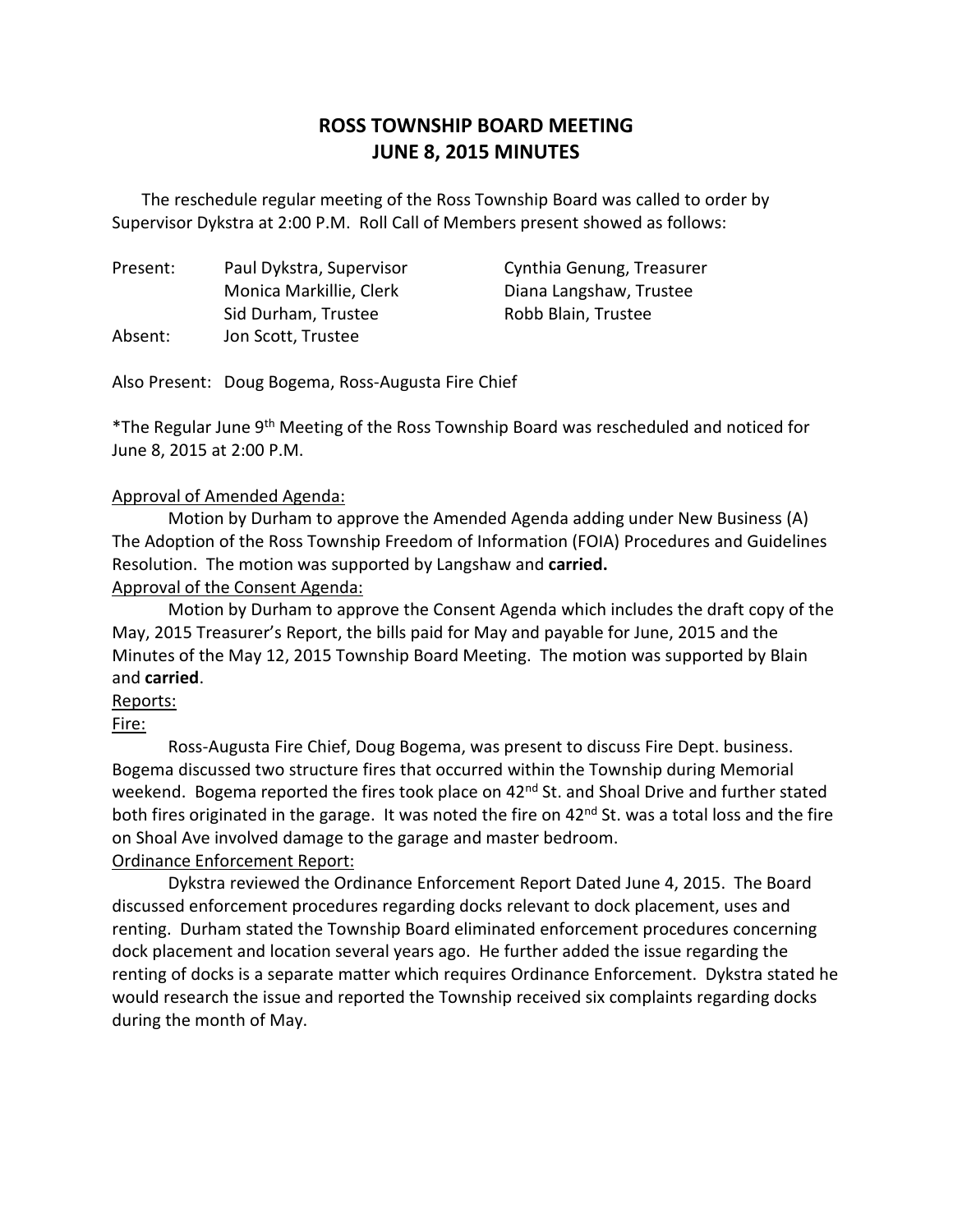# ROSS TOWNSHIP BOARD MEETING
# JUNE 8, 2015 MINUTES

The reschedule regular meeting of the Ross Township Board was called to order by Supervisor Dykstra at 2:00 P.M. Roll Call of Members present showed as follows:

| | | |
|---|---|---|
| Present: | Paul Dykstra, Supervisor | Cynthia Genung, Treasurer |
| | Monica Markillie, Clerk | Diana Langshaw, Trustee |
| | Sid Durham, Trustee | Robb Blain, Trustee |
| Absent: | Jon Scott, Trustee | |

Also Present: Doug Bogema, Ross-Augusta Fire Chief

*The Regular June 9th Meeting of the Ross Township Board was rescheduled and noticed for June 8, 2015 at 2:00 P.M.

<u>Approval of Amended Agenda:</u>

Motion by Durham to approve the Amended Agenda adding under New Business (A) The Adoption of the Ross Township Freedom of Information (FOIA) Procedures and Guidelines Resolution. The motion was supported by Langshaw and **carried.**

<u>Approval of the Consent Agenda:</u>

Motion by Durham to approve the Consent Agenda which includes the draft copy of the May, 2015 Treasurer's Report, the bills paid for May and payable for June, 2015 and the Minutes of the May 12, 2015 Township Board Meeting. The motion was supported by Blain and **carried**.

<u>Reports:</u>

<u>Fire:</u>

Ross-Augusta Fire Chief, Doug Bogema, was present to discuss Fire Dept. business. Bogema discussed two structure fires that occurred within the Township during Memorial weekend. Bogema reported the fires took place on 42nd St. and Shoal Drive and further stated both fires originated in the garage. It was noted the fire on 42nd St. was a total loss and the fire on Shoal Ave involved damage to the garage and master bedroom.

<u>Ordinance Enforcement Report:</u>

Dykstra reviewed the Ordinance Enforcement Report Dated June 4, 2015. The Board discussed enforcement procedures regarding docks relevant to dock placement, uses and renting. Durham stated the Township Board eliminated enforcement procedures concerning dock placement and location several years ago. He further added the issue regarding the renting of docks is a separate matter which requires Ordinance Enforcement. Dykstra stated he would research the issue and reported the Township received six complaints regarding docks during the month of May.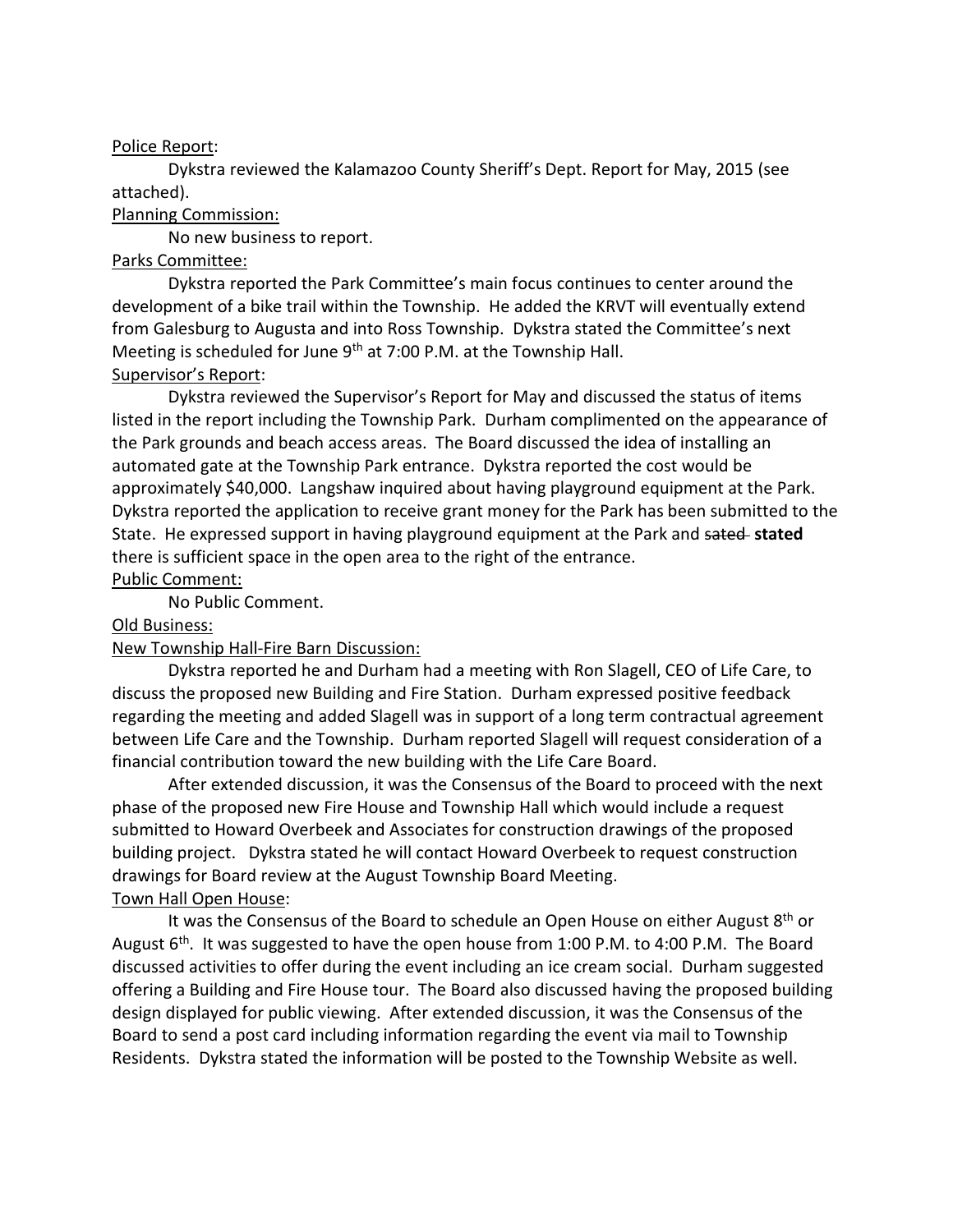Police Report:

Dykstra reviewed the Kalamazoo County Sheriff's Dept. Report for May, 2015 (see attached).

Planning Commission:

No new business to report.

Parks Committee:

Dykstra reported the Park Committee's main focus continues to center around the development of a bike trail within the Township. He added the KRVT will eventually extend from Galesburg to Augusta and into Ross Township. Dykstra stated the Committee's next Meeting is scheduled for June 9th at 7:00 P.M. at the Township Hall.

Supervisor's Report:

Dykstra reviewed the Supervisor's Report for May and discussed the status of items listed in the report including the Township Park. Durham complimented on the appearance of the Park grounds and beach access areas. The Board discussed the idea of installing an automated gate at the Township Park entrance. Dykstra reported the cost would be approximately $40,000. Langshaw inquired about having playground equipment at the Park. Dykstra reported the application to receive grant money for the Park has been submitted to the State. He expressed support in having playground equipment at the Park and ~~sated~~ **stated** there is sufficient space in the open area to the right of the entrance.

Public Comment:

No Public Comment.

Old Business:

New Township Hall-Fire Barn Discussion:

Dykstra reported he and Durham had a meeting with Ron Slagell, CEO of Life Care, to discuss the proposed new Building and Fire Station. Durham expressed positive feedback regarding the meeting and added Slagell was in support of a long term contractual agreement between Life Care and the Township. Durham reported Slagell will request consideration of a financial contribution toward the new building with the Life Care Board.

After extended discussion, it was the Consensus of the Board to proceed with the next phase of the proposed new Fire House and Township Hall which would include a request submitted to Howard Overbeek and Associates for construction drawings of the proposed building project. Dykstra stated he will contact Howard Overbeek to request construction drawings for Board review at the August Township Board Meeting.

Town Hall Open House:

It was the Consensus of the Board to schedule an Open House on either August 8th or August 6th. It was suggested to have the open house from 1:00 P.M. to 4:00 P.M. The Board discussed activities to offer during the event including an ice cream social. Durham suggested offering a Building and Fire House tour. The Board also discussed having the proposed building design displayed for public viewing. After extended discussion, it was the Consensus of the Board to send a post card including information regarding the event via mail to Township Residents. Dykstra stated the information will be posted to the Township Website as well.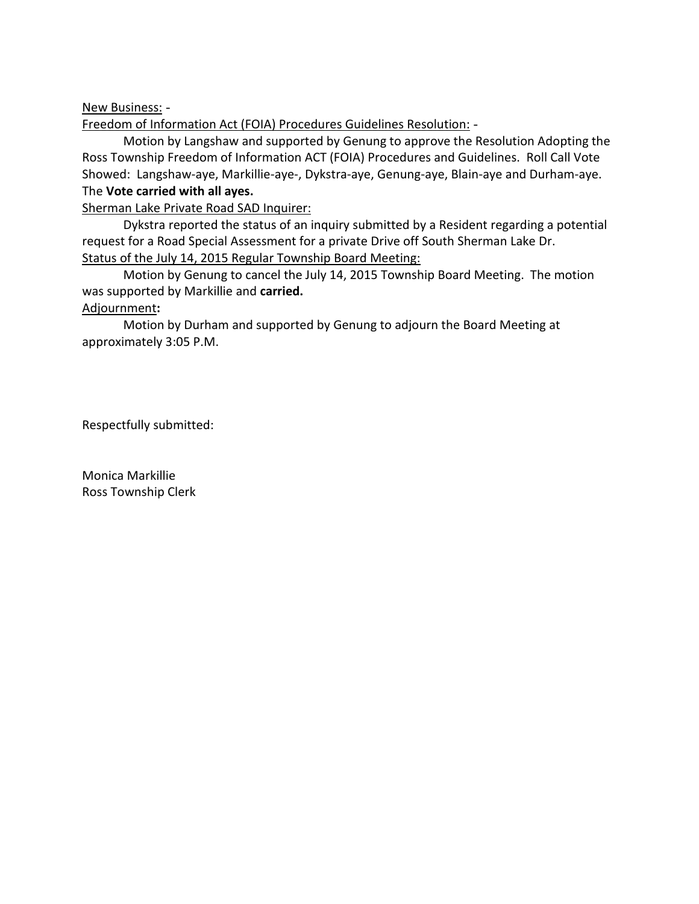New Business: -

Freedom of Information Act (FOIA) Procedures Guidelines Resolution: -

Motion by Langshaw and supported by Genung to approve the Resolution Adopting the Ross Township Freedom of Information ACT (FOIA) Procedures and Guidelines. Roll Call Vote Showed: Langshaw-aye, Markillie-aye-, Dykstra-aye, Genung-aye, Blain-aye and Durham-aye. The **Vote carried with all ayes.**

Sherman Lake Private Road SAD Inquirer:

Dykstra reported the status of an inquiry submitted by a Resident regarding a potential request for a Road Special Assessment for a private Drive off South Sherman Lake Dr.

Status of the July 14, 2015 Regular Township Board Meeting:

Motion by Genung to cancel the July 14, 2015 Township Board Meeting. The motion was supported by Markillie and **carried.**

Adjournment**:**

Motion by Durham and supported by Genung to adjourn the Board Meeting at approximately 3:05 P.M.

Respectfully submitted:

Monica Markillie
Ross Township Clerk